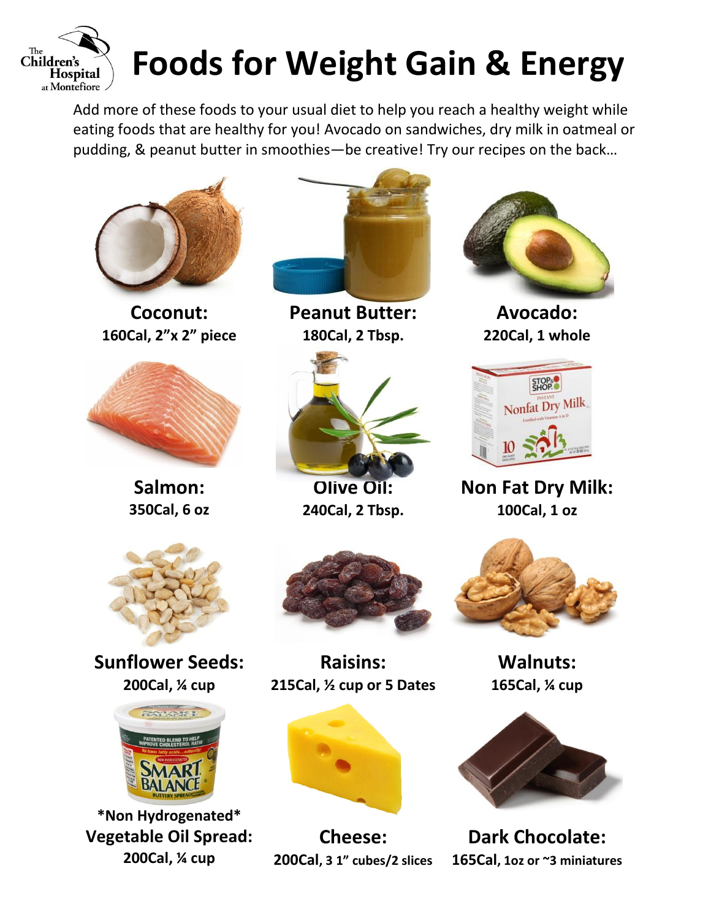The Children's Hospital at Montefiore

# Foods for Weight Gain & Energy

Add more of these foods to your usual diet to help you reach a healthy weight while eating foods that are healthy for you! Avocado on sandwiches, dry milk in oatmeal or pudding, & peanut butter in smoothies—be creative! Try our recipes on the back…

**Coconut:**
**160Cal, 2"x 2" piece**

**Peanut Butter:**
**180Cal, 2 Tbsp.**

**Avocado:**
**220Cal, 1 whole**

**Salmon:**
**350Cal, 6 oz**

**Olive Oil:**
**240Cal, 2 Tbsp.**

**Non Fat Dry Milk:**
**100Cal, 1 oz**

**Sunflower Seeds:**
**200Cal, ¼ cup**

**Raisins:**
**215Cal, ½ cup or 5 Dates**

**Walnuts:**
**165Cal, ¼ cup**

**\*Non Hydrogenated\***
**Vegetable Oil Spread:**
**200Cal, ¼ cup**

**Cheese:**
**200Cal, 3 1" cubes/2 slices**

**Dark Chocolate:**
**165Cal, 1oz or ~3 miniatures**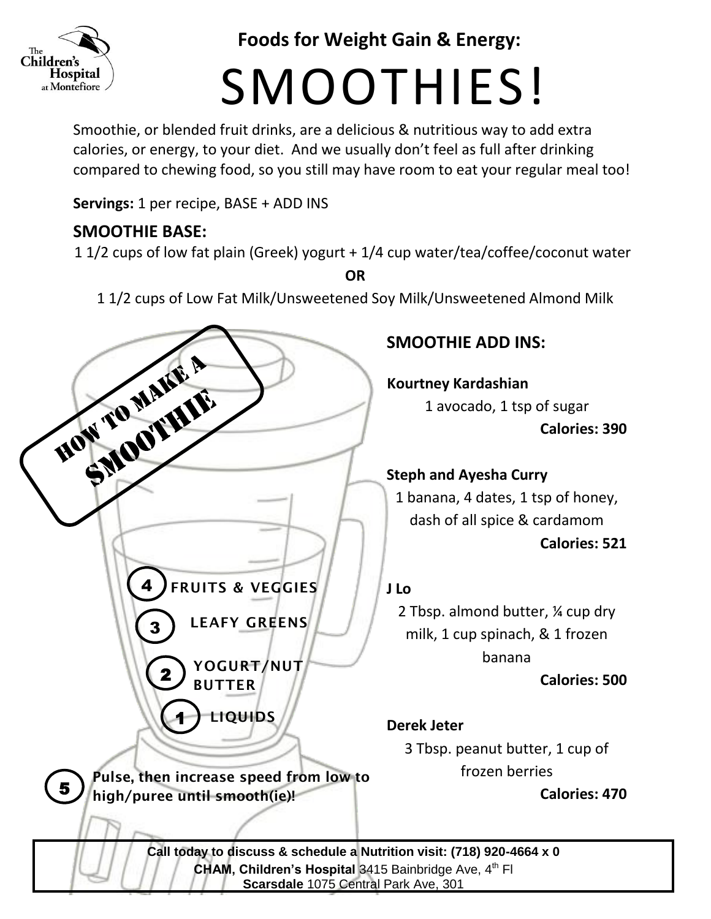The Children's Hospital at Montefiore

**Foods for Weight Gain & Energy:**

# SMOOTHIES!

Smoothie, or blended fruit drinks, are a delicious & nutritious way to add extra calories, or energy, to your diet. And we usually don't feel as full after drinking compared to chewing food, so you still may have room to eat your regular meal too!

**Servings:** 1 per recipe, BASE + ADD INS

## SMOOTHIE BASE:

1 1/2 cups of low fat plain (Greek) yogurt + 1/4 cup water/tea/coffee/coconut water

**OR**

1 1/2 cups of Low Fat Milk/Unsweetened Soy Milk/Unsweetened Almond Milk

## HOW TO MAKE A SMOOTHIE

1. LIQUIDS
2. YOGURT/NUT BUTTER
3. LEAFY GREENS
4. FRUITS & VEGGIES
5. Pulse, then increase speed from low to high/puree until smooth(ie)!

## SMOOTHIE ADD INS:

**Kourtney Kardashian**

1 avocado, 1 tsp of sugar

**Calories: 390**

**Steph and Ayesha Curry**

1 banana, 4 dates, 1 tsp of honey, dash of all spice & cardamom

**Calories: 521**

**J Lo**

2 Tbsp. almond butter, ¼ cup dry milk, 1 cup spinach, & 1 frozen banana

**Calories: 500**

**Derek Jeter**

3 Tbsp. peanut butter, 1 cup of frozen berries

**Calories: 470**

**Call today to discuss & schedule a Nutrition visit: (718) 920-4664 x 0**

**CHAM, Children's Hospital** 3415 Bainbridge Ave, 4th Fl

**Scarsdale** 1075 Central Park Ave, 301